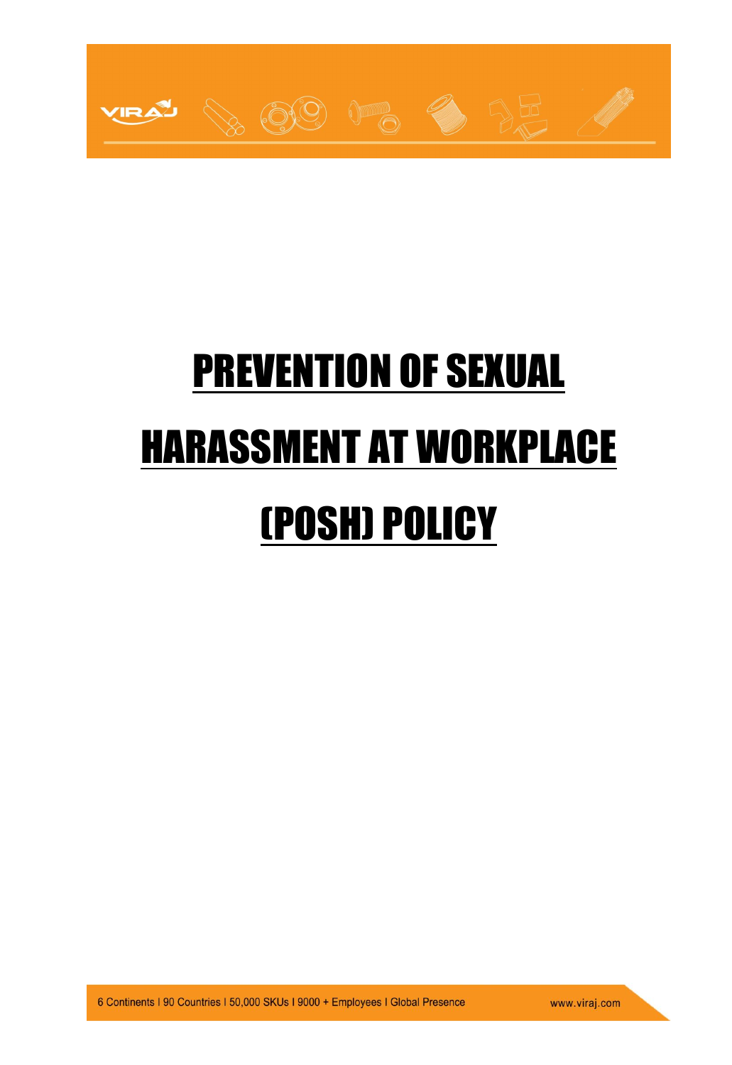# PREVENTION OF SEXUAL HARASSMENT AT WORKPLACE (POSH) POLICY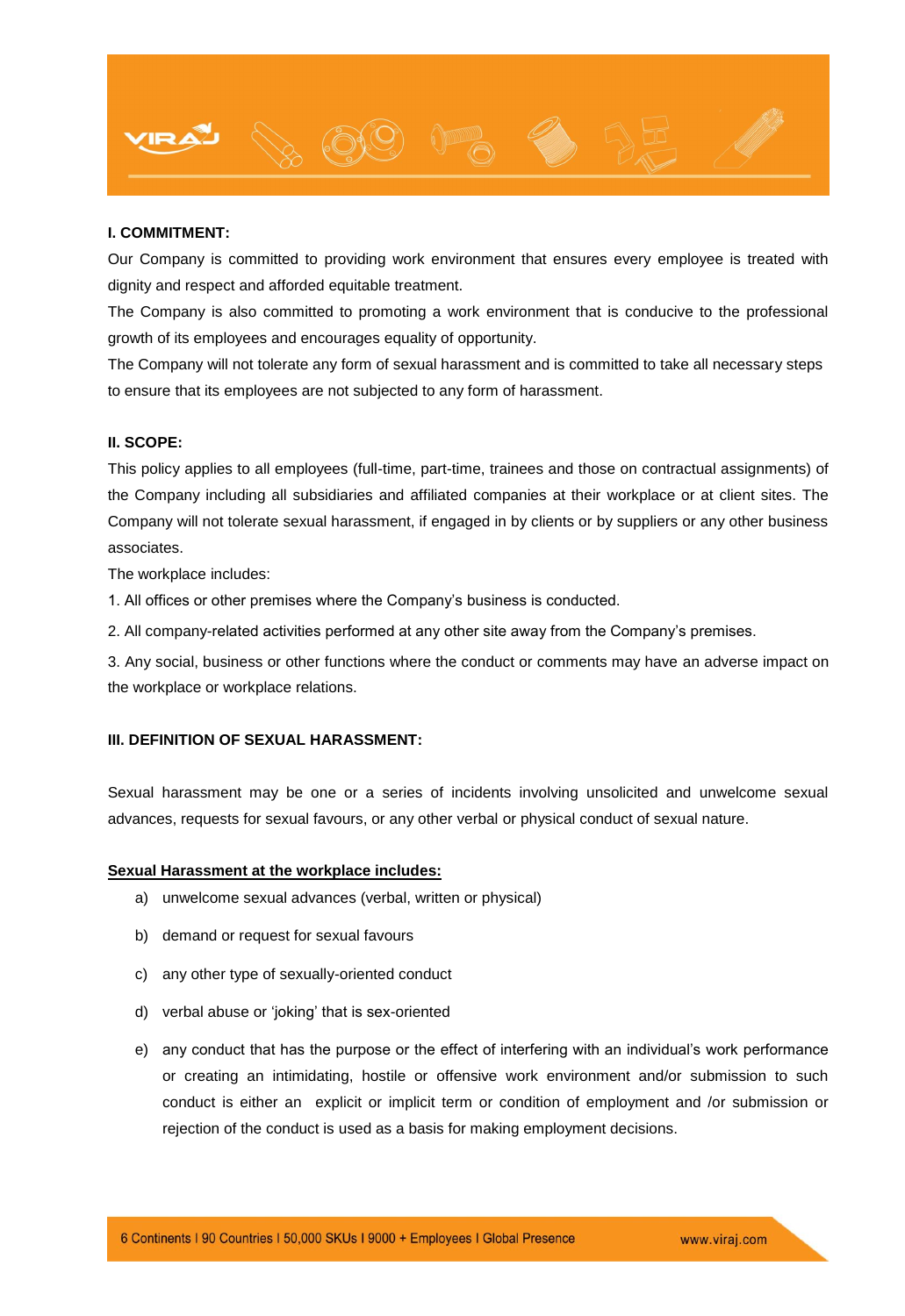## I. COMMITMENT:

Our Company is committed to providing work environment that ensures every employee is treated with dignity and respect and afforded equitable treatment.

The Company is also committed to promoting a work environment that is conducive to the professional growth of its employees and encourages equality of opportunity.

The Company will not tolerate any form of sexual harassment and is committed to take all necessary steps to ensure that its employees are not subjected to any form of harassment.

## II. SCOPE:

This policy applies to all employees (full-time, part-time, trainees and those on contractual assignments) of the Company including all subsidiaries and affiliated companies at their workplace or at client sites. The Company will not tolerate sexual harassment, if engaged in by clients or by suppliers or any other business associates.

The workplace includes:

1. All offices or other premises where the Company's business is conducted.
2. All company-related activities performed at any other site away from the Company's premises.
3. Any social, business or other functions where the conduct or comments may have an adverse impact on the workplace or workplace relations.

## III. DEFINITION OF SEXUAL HARASSMENT:

Sexual harassment may be one or a series of incidents involving unsolicited and unwelcome sexual advances, requests for sexual favours, or any other verbal or physical conduct of sexual nature.

**Sexual Harassment at the workplace includes:**

a) unwelcome sexual advances (verbal, written or physical)

b) demand or request for sexual favours

c) any other type of sexually-oriented conduct

d) verbal abuse or 'joking' that is sex-oriented

e) any conduct that has the purpose or the effect of interfering with an individual's work performance or creating an intimidating, hostile or offensive work environment and/or submission to such conduct is either an explicit or implicit term or condition of employment and /or submission or rejection of the conduct is used as a basis for making employment decisions.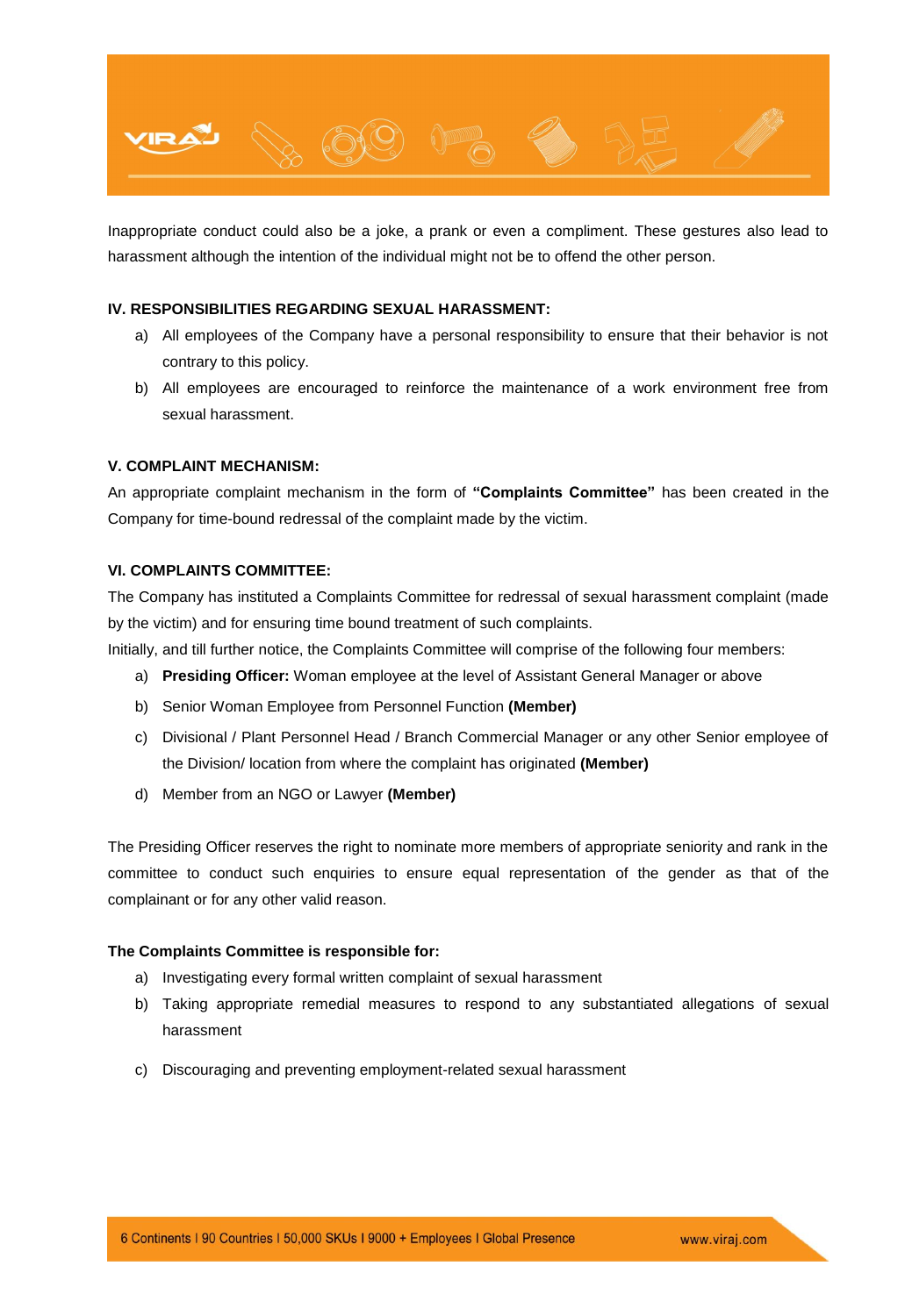Inappropriate conduct could also be a joke, a prank or even a compliment. These gestures also lead to harassment although the intention of the individual might not be to offend the other person.

### IV. RESPONSIBILITIES REGARDING SEXUAL HARASSMENT:

a) All employees of the Company have a personal responsibility to ensure that their behavior is not contrary to this policy.

b) All employees are encouraged to reinforce the maintenance of a work environment free from sexual harassment.

### V. COMPLAINT MECHANISM:

An appropriate complaint mechanism in the form of **"Complaints Committee"** has been created in the Company for time-bound redressal of the complaint made by the victim.

### VI. COMPLAINTS COMMITTEE:

The Company has instituted a Complaints Committee for redressal of sexual harassment complaint (made by the victim) and for ensuring time bound treatment of such complaints.

Initially, and till further notice, the Complaints Committee will comprise of the following four members:

a) **Presiding Officer:** Woman employee at the level of Assistant General Manager or above

b) Senior Woman Employee from Personnel Function **(Member)**

c) Divisional / Plant Personnel Head / Branch Commercial Manager or any other Senior employee of the Division/ location from where the complaint has originated **(Member)**

d) Member from an NGO or Lawyer **(Member)**

The Presiding Officer reserves the right to nominate more members of appropriate seniority and rank in the committee to conduct such enquiries to ensure equal representation of the gender as that of the complainant or for any other valid reason.

**The Complaints Committee is responsible for:**

a) Investigating every formal written complaint of sexual harassment

b) Taking appropriate remedial measures to respond to any substantiated allegations of sexual harassment

c) Discouraging and preventing employment-related sexual harassment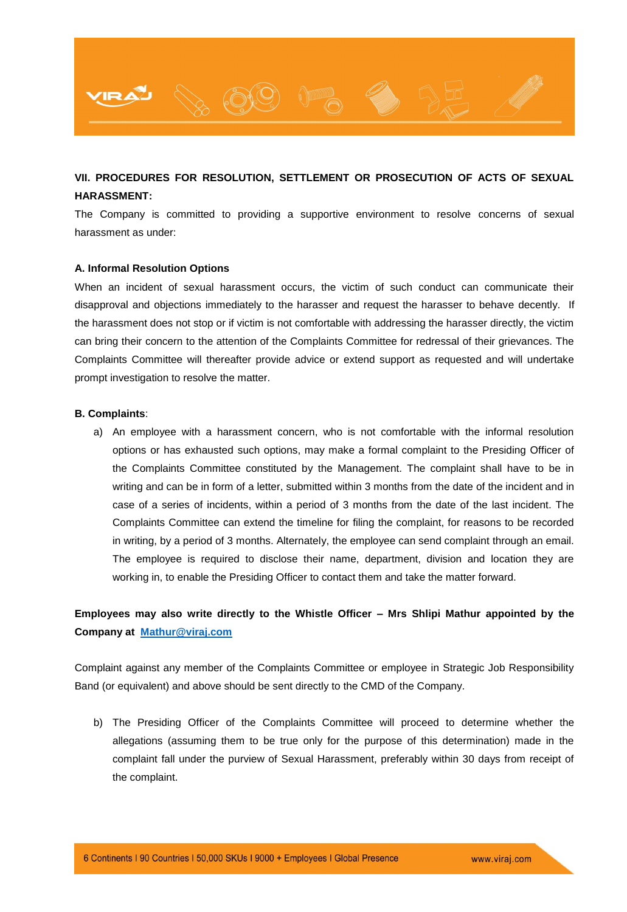**VII. PROCEDURES FOR RESOLUTION, SETTLEMENT OR PROSECUTION OF ACTS OF SEXUAL HARASSMENT:**

The Company is committed to providing a supportive environment to resolve concerns of sexual harassment as under:

**A. Informal Resolution Options**

When an incident of sexual harassment occurs, the victim of such conduct can communicate their disapproval and objections immediately to the harasser and request the harasser to behave decently. If the harassment does not stop or if victim is not comfortable with addressing the harasser directly, the victim can bring their concern to the attention of the Complaints Committee for redressal of their grievances. The Complaints Committee will thereafter provide advice or extend support as requested and will undertake prompt investigation to resolve the matter.

**B. Complaints**:

a) An employee with a harassment concern, who is not comfortable with the informal resolution options or has exhausted such options, may make a formal complaint to the Presiding Officer of the Complaints Committee constituted by the Management. The complaint shall have to be in writing and can be in form of a letter, submitted within 3 months from the date of the incident and in case of a series of incidents, within a period of 3 months from the date of the last incident. The Complaints Committee can extend the timeline for filing the complaint, for reasons to be recorded in writing, by a period of 3 months. Alternately, the employee can send complaint through an email. The employee is required to disclose their name, department, division and location they are working in, to enable the Presiding Officer to contact them and take the matter forward.

**Employees may also write directly to the Whistle Officer – Mrs Shlipi Mathur appointed by the Company at [Mathur@viraj.com](mailto:Mathur@viraj.com)**

Complaint against any member of the Complaints Committee or employee in Strategic Job Responsibility Band (or equivalent) and above should be sent directly to the CMD of the Company.

b) The Presiding Officer of the Complaints Committee will proceed to determine whether the allegations (assuming them to be true only for the purpose of this determination) made in the complaint fall under the purview of Sexual Harassment, preferably within 30 days from receipt of the complaint.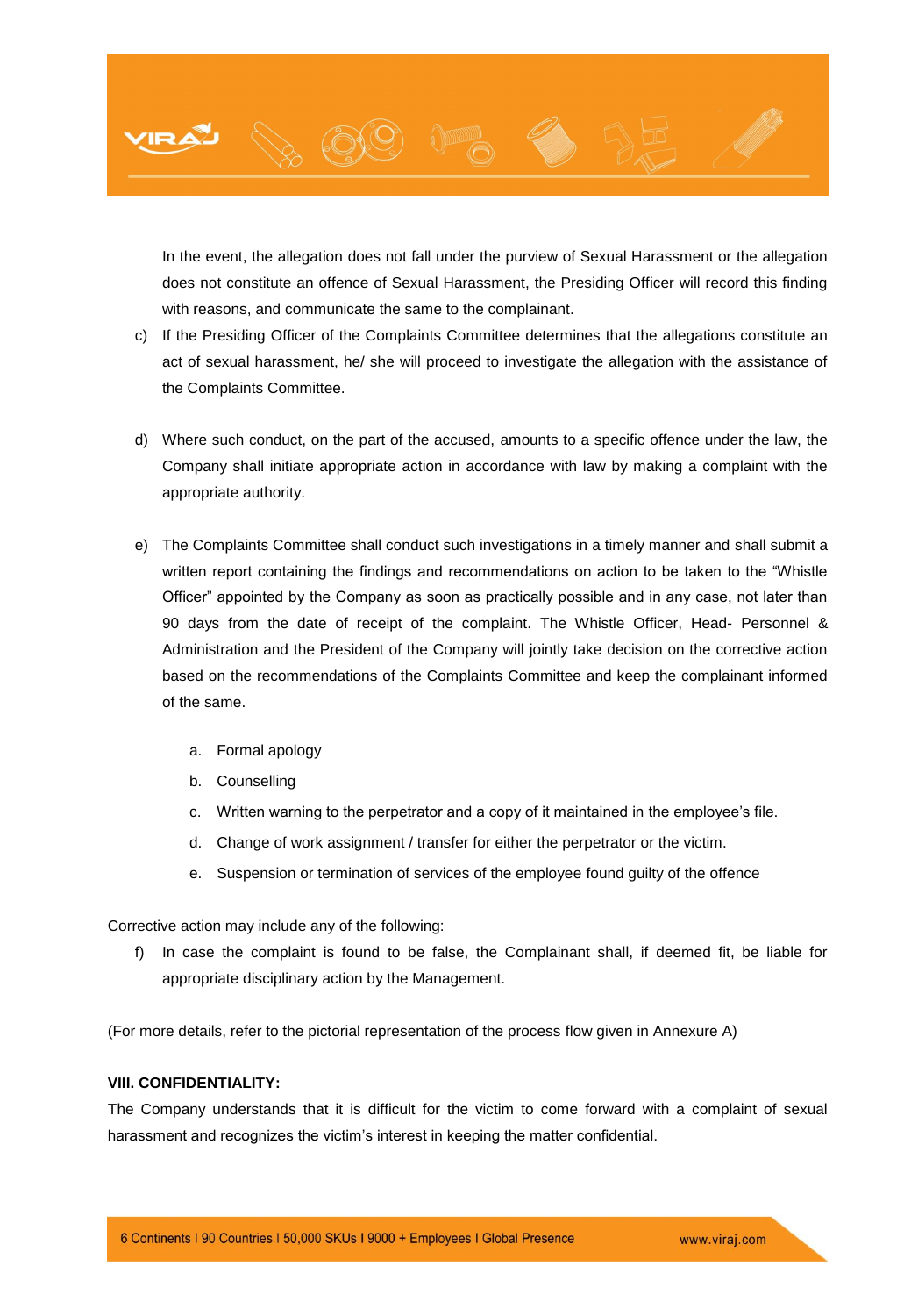In the event, the allegation does not fall under the purview of Sexual Harassment or the allegation does not constitute an offence of Sexual Harassment, the Presiding Officer will record this finding with reasons, and communicate the same to the complainant.

c) If the Presiding Officer of the Complaints Committee determines that the allegations constitute an act of sexual harassment, he/ she will proceed to investigate the allegation with the assistance of the Complaints Committee.

d) Where such conduct, on the part of the accused, amounts to a specific offence under the law, the Company shall initiate appropriate action in accordance with law by making a complaint with the appropriate authority.

e) The Complaints Committee shall conduct such investigations in a timely manner and shall submit a written report containing the findings and recommendations on action to be taken to the "Whistle Officer" appointed by the Company as soon as practically possible and in any case, not later than 90 days from the date of receipt of the complaint. The Whistle Officer, Head- Personnel & Administration and the President of the Company will jointly take decision on the corrective action based on the recommendations of the Complaints Committee and keep the complainant informed of the same.

   a. Formal apology
   b. Counselling
   c. Written warning to the perpetrator and a copy of it maintained in the employee's file.
   d. Change of work assignment / transfer for either the perpetrator or the victim.
   e. Suspension or termination of services of the employee found guilty of the offence

Corrective action may include any of the following:

f) In case the complaint is found to be false, the Complainant shall, if deemed fit, be liable for appropriate disciplinary action by the Management.

(For more details, refer to the pictorial representation of the process flow given in Annexure A)

**VIII. CONFIDENTIALITY:**

The Company understands that it is difficult for the victim to come forward with a complaint of sexual harassment and recognizes the victim's interest in keeping the matter confidential.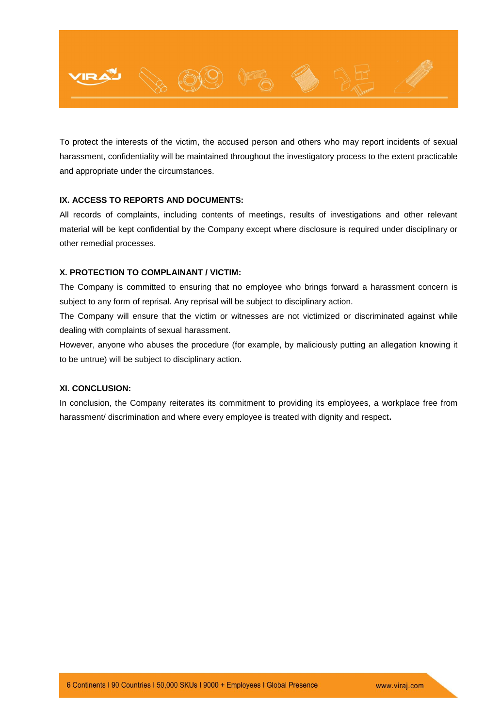To protect the interests of the victim, the accused person and others who may report incidents of sexual harassment, confidentiality will be maintained throughout the investigatory process to the extent practicable and appropriate under the circumstances.

**IX. ACCESS TO REPORTS AND DOCUMENTS:**

All records of complaints, including contents of meetings, results of investigations and other relevant material will be kept confidential by the Company except where disclosure is required under disciplinary or other remedial processes.

**X. PROTECTION TO COMPLAINANT / VICTIM:**

The Company is committed to ensuring that no employee who brings forward a harassment concern is subject to any form of reprisal. Any reprisal will be subject to disciplinary action.

The Company will ensure that the victim or witnesses are not victimized or discriminated against while dealing with complaints of sexual harassment.

However, anyone who abuses the procedure (for example, by maliciously putting an allegation knowing it to be untrue) will be subject to disciplinary action.

**XI. CONCLUSION:**

In conclusion, the Company reiterates its commitment to providing its employees, a workplace free from harassment/ discrimination and where every employee is treated with dignity and respect.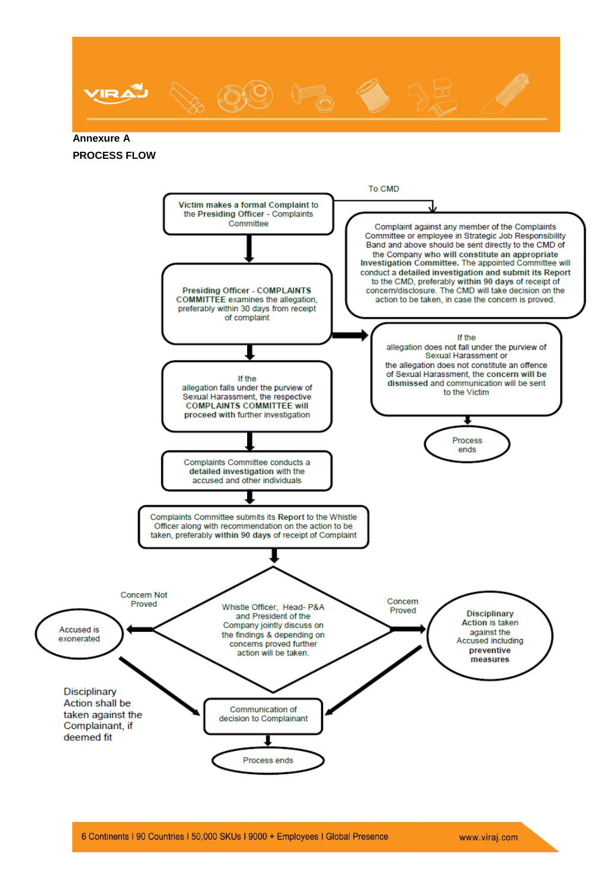**Annexure A**

**PROCESS FLOW**

**Victim makes a formal Complaint** to the **Presiding Officer** - Complaints Committee

To CMD

Complaint against any member of the Complaints Committee or employee in Strategic Job Responsibility Band and above should be sent directly to the CMD of the Company **who will constitute an appropriate Investigation Committee.** The appointed Committee will conduct a **detailed investigation and submit its Report** to the CMD, preferably **within 90 days** of receipt of concern/disclosure. The CMD will take decision on the action to be taken, in case the concern is proved.

**Presiding Officer - COMPLAINTS COMMITTEE** examines the allegation, preferably within 30 days from receipt of complaint

If the allegation does not fall under the purview of Sexual Harassment or the allegation does not constitute an offence of Sexual Harassment, the **concern will be dismissed** and communication will be sent to the Victim

Process ends

If the allegation falls under the purview of Sexual Harassment, the respective **COMPLAINTS COMMITTEE will proceed with** further investigation

Complaints Committee conducts a **detailed investigation** with the accused and other individuals

Complaints Committee submits its **Report** to the Whistle Officer along with recommendation on the action to be taken, preferably **within 90 days** of receipt of Complaint

Whistle Officer, Head- P&A and President of the Company jointly discuss on the findings & depending on concerns proved further action will be taken.

Concern Not Proved

Accused is exonerated

Disciplinary Action shall be taken against the Complainant, if deemed fit

Concern Proved

**Disciplinary** Action is taken against the Accused including **preventive measures**

Communication of decision to Complainant

Process ends